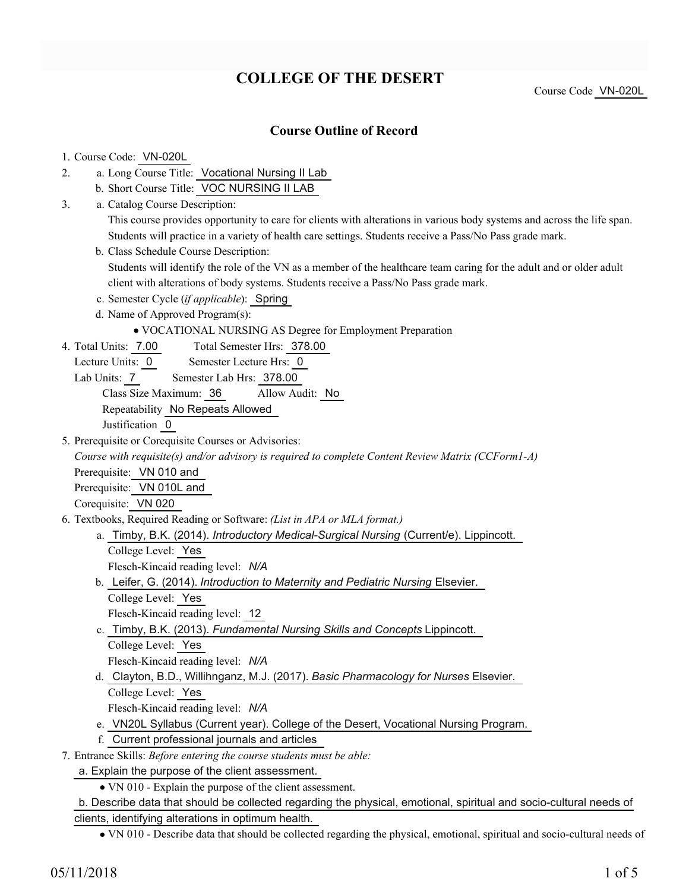# COLLEGE OF THE DESERT

Course Code VN-020L

## Course Outline of Record

1. Course Code: VN-020L
2. a. Long Course Title: Vocational Nursing II Lab
   b. Short Course Title: VOC NURSING II LAB
3. a. Catalog Course Description:
   This course provides opportunity to care for clients with alterations in various body systems and across the life span. Students will practice in a variety of health care settings. Students receive a Pass/No Pass grade mark.
   b. Class Schedule Course Description:
   Students will identify the role of the VN as a member of the healthcare team caring for the adult and or older adult client with alterations of body systems. Students receive a Pass/No Pass grade mark.
   c. Semester Cycle (*if applicable*): Spring
   d. Name of Approved Program(s):
      - VOCATIONAL NURSING AS Degree for Employment Preparation
4. Total Units: 7.00 Total Semester Hrs: 378.00
   Lecture Units: 0 Semester Lecture Hrs: 0
   Lab Units: 7 Semester Lab Hrs: 378.00
   Class Size Maximum: 36 Allow Audit: No
   Repeatability No Repeats Allowed
   Justification 0
5. Prerequisite or Corequisite Courses or Advisories:
   *Course with requisite(s) and/or advisory is required to complete Content Review Matrix (CCForm1-A)*
   Prerequisite: VN 010 and
   Prerequisite: VN 010L and
   Corequisite: VN 020
6. Textbooks, Required Reading or Software: *(List in APA or MLA format.)*
   a. Timby, B.K. (2014). *Introductory Medical-Surgical Nursing* (Current/e). Lippincott.
      College Level: Yes
      Flesch-Kincaid reading level: *N/A*
   b. Leifer, G. (2014). *Introduction to Maternity and Pediatric Nursing* Elsevier.
      College Level: Yes
      Flesch-Kincaid reading level: 12
   c. Timby, B.K. (2013). *Fundamental Nursing Skills and Concepts* Lippincott.
      College Level: Yes
      Flesch-Kincaid reading level: *N/A*
   d. Clayton, B.D., Willihnganz, M.J. (2017). *Basic Pharmacology for Nurses* Elsevier.
      College Level: Yes
      Flesch-Kincaid reading level: *N/A*
   e. VN20L Syllabus (Current year). College of the Desert, Vocational Nursing Program.
   f. Current professional journals and articles
7. Entrance Skills: *Before entering the course students must be able:*
   a. Explain the purpose of the client assessment.
      - VN 010 - Explain the purpose of the client assessment.

   b. Describe data that should be collected regarding the physical, emotional, spiritual and socio-cultural needs of clients, identifying alterations in optimum health.
      - VN 010 - Describe data that should be collected regarding the physical, emotional, spiritual and socio-cultural needs of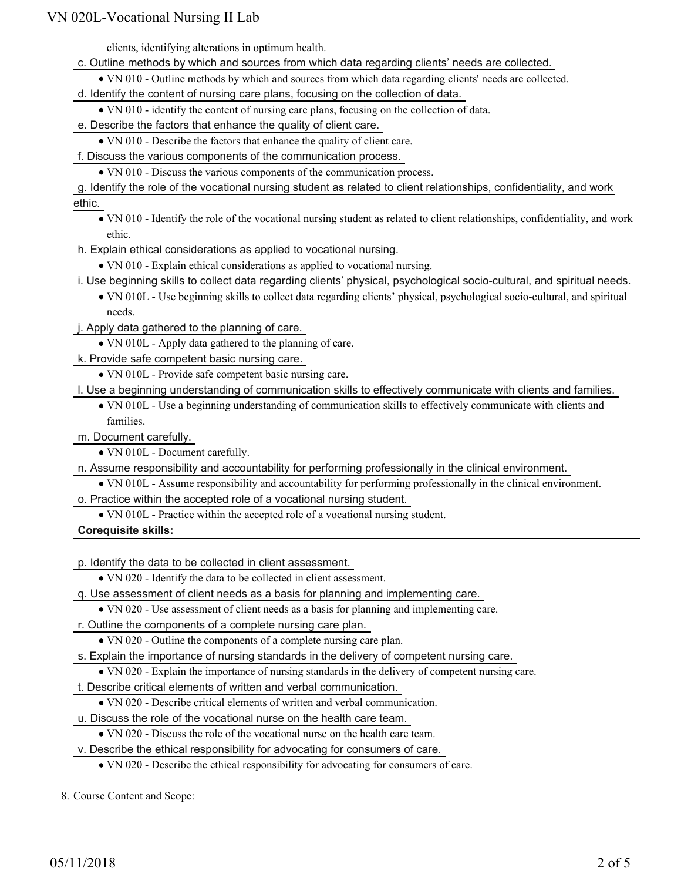clients, identifying alterations in optimum health.

c. Outline methods by which and sources from which data regarding clients' needs are collected.

- VN 010 - Outline methods by which and sources from which data regarding clients' needs are collected.

d. Identify the content of nursing care plans, focusing on the collection of data.

- VN 010 - identify the content of nursing care plans, focusing on the collection of data.

e. Describe the factors that enhance the quality of client care.

- VN 010 - Describe the factors that enhance the quality of client care.

f. Discuss the various components of the communication process.

- VN 010 - Discuss the various components of the communication process.

g. Identify the role of the vocational nursing student as related to client relationships, confidentiality, and work ethic.

- VN 010 - Identify the role of the vocational nursing student as related to client relationships, confidentiality, and work ethic.

h. Explain ethical considerations as applied to vocational nursing.

- VN 010 - Explain ethical considerations as applied to vocational nursing.

i. Use beginning skills to collect data regarding clients' physical, psychological socio-cultural, and spiritual needs.

- VN 010L - Use beginning skills to collect data regarding clients' physical, psychological socio-cultural, and spiritual needs.

j. Apply data gathered to the planning of care.

- VN 010L - Apply data gathered to the planning of care.

k. Provide safe competent basic nursing care.

- VN 010L - Provide safe competent basic nursing care.

l. Use a beginning understanding of communication skills to effectively communicate with clients and families.

- VN 010L - Use a beginning understanding of communication skills to effectively communicate with clients and families.

m. Document carefully.

- VN 010L - Document carefully.

n. Assume responsibility and accountability for performing professionally in the clinical environment.

- VN 010L - Assume responsibility and accountability for performing professionally in the clinical environment.

o. Practice within the accepted role of a vocational nursing student.

- VN 010L - Practice within the accepted role of a vocational nursing student.

**Corequisite skills:**

p. Identify the data to be collected in client assessment.

- VN 020 - Identify the data to be collected in client assessment.

q. Use assessment of client needs as a basis for planning and implementing care.

- VN 020 - Use assessment of client needs as a basis for planning and implementing care.

r. Outline the components of a complete nursing care plan.

- VN 020 - Outline the components of a complete nursing care plan.

s. Explain the importance of nursing standards in the delivery of competent nursing care.

- VN 020 - Explain the importance of nursing standards in the delivery of competent nursing care.

t. Describe critical elements of written and verbal communication.

- VN 020 - Describe critical elements of written and verbal communication.

u. Discuss the role of the vocational nurse on the health care team.

- VN 020 - Discuss the role of the vocational nurse on the health care team.

v. Describe the ethical responsibility for advocating for consumers of care.

- VN 020 - Describe the ethical responsibility for advocating for consumers of care.

8. Course Content and Scope: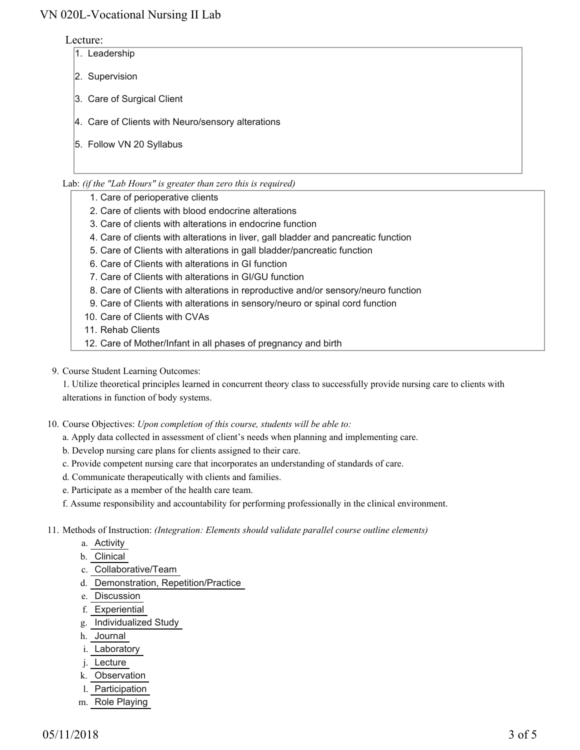Lecture:

1. Leadership
2. Supervision
3. Care of Surgical Client
4. Care of Clients with Neuro/sensory alterations
5. Follow VN 20 Syllabus

Lab: *(if the "Lab Hours" is greater than zero this is required)*

1. Care of perioperative clients
2. Care of clients with blood endocrine alterations
3. Care of clients with alterations in endocrine function
4. Care of clients with alterations in liver, gall bladder and pancreatic function
5. Care of Clients with alterations in gall bladder/pancreatic function
6. Care of Clients with alterations in GI function
7. Care of Clients with alterations in GI/GU function
8. Care of Clients with alterations in reproductive and/or sensory/neuro function
9. Care of Clients with alterations in sensory/neuro or spinal cord function
10. Care of Clients with CVAs
11. Rehab Clients
12. Care of Mother/Infant in all phases of pregnancy and birth

9. Course Student Learning Outcomes:

   1. Utilize theoretical principles learned in concurrent theory class to successfully provide nursing care to clients with alterations in function of body systems.

10. Course Objectives: *Upon completion of this course, students will be able to:*

    a. Apply data collected in assessment of client's needs when planning and implementing care.
    b. Develop nursing care plans for clients assigned to their care.
    c. Provide competent nursing care that incorporates an understanding of standards of care.
    d. Communicate therapeutically with clients and families.
    e. Participate as a member of the health care team.
    f. Assume responsibility and accountability for performing professionally in the clinical environment.

11. Methods of Instruction: *(Integration: Elements should validate parallel course outline elements)*

    a. Activity
    b. Clinical
    c. Collaborative/Team
    d. Demonstration, Repetition/Practice
    e. Discussion
    f. Experiential
    g. Individualized Study
    h. Journal
    i. Laboratory
    j. Lecture
    k. Observation
    l. Participation
    m. Role Playing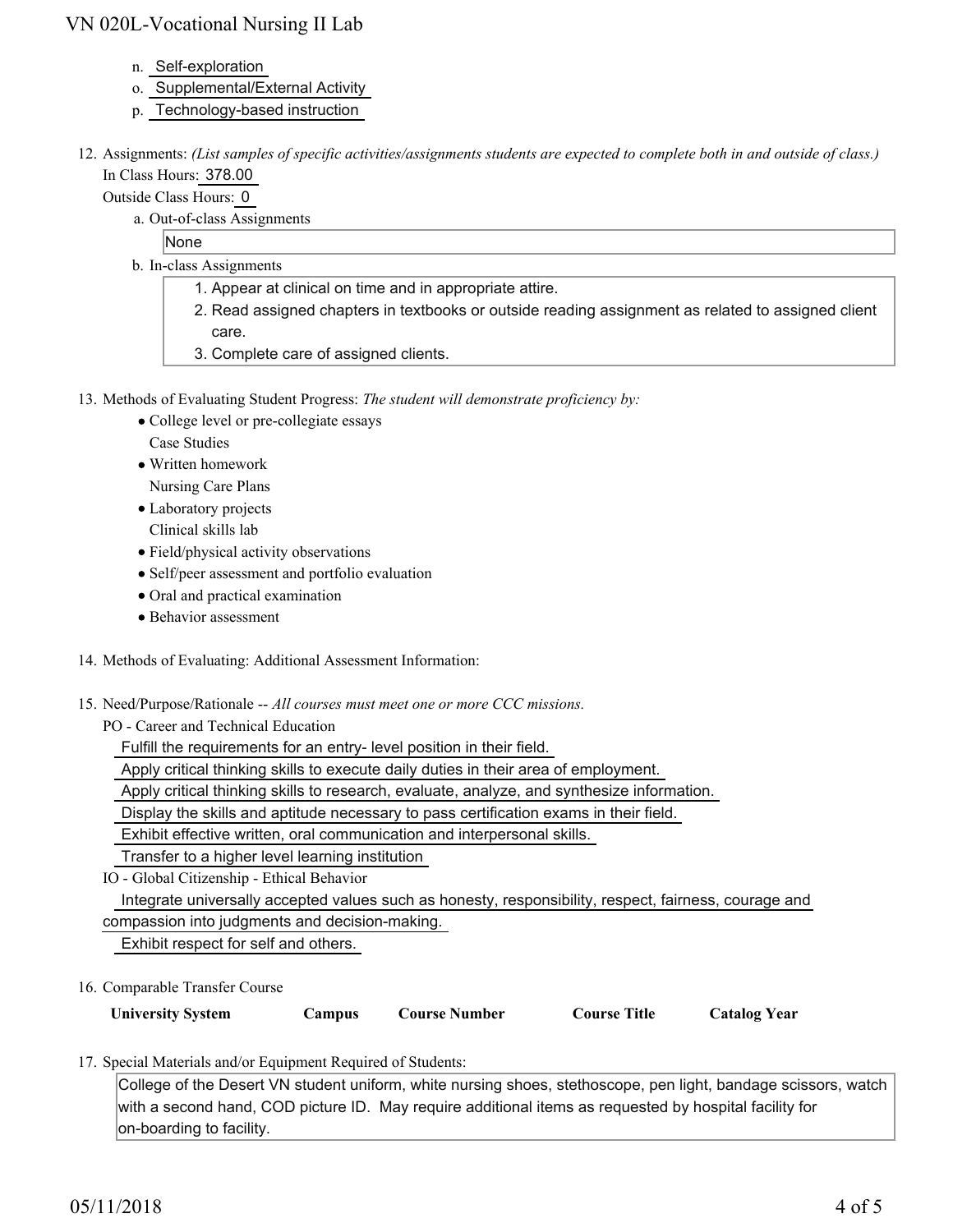n. Self-exploration
o. Supplemental/External Activity
p. Technology-based instruction

12. Assignments: *(List samples of specific activities/assignments students are expected to complete both in and outside of class.)*
    In Class Hours: 378.00
    Outside Class Hours: 0
    a. Out-of-class Assignments
       None
    b. In-class Assignments
       1. Appear at clinical on time and in appropriate attire.
       2. Read assigned chapters in textbooks or outside reading assignment as related to assigned client care.
       3. Complete care of assigned clients.

13. Methods of Evaluating Student Progress: *The student will demonstrate proficiency by:*
    - College level or pre-collegiate essays
      Case Studies
    - Written homework
      Nursing Care Plans
    - Laboratory projects
      Clinical skills lab
    - Field/physical activity observations
    - Self/peer assessment and portfolio evaluation
    - Oral and practical examination
    - Behavior assessment

14. Methods of Evaluating: Additional Assessment Information:

15. Need/Purpose/Rationale -- *All courses must meet one or more CCC missions.*
    PO - Career and Technical Education
    Fulfill the requirements for an entry- level position in their field.
    Apply critical thinking skills to execute daily duties in their area of employment.
    Apply critical thinking skills to research, evaluate, analyze, and synthesize information.
    Display the skills and aptitude necessary to pass certification exams in their field.
    Exhibit effective written, oral communication and interpersonal skills.
    Transfer to a higher level learning institution
    IO - Global Citizenship - Ethical Behavior
    Integrate universally accepted values such as honesty, responsibility, respect, fairness, courage and compassion into judgments and decision-making.
    Exhibit respect for self and others.

16. Comparable Transfer Course

| University System | Campus | Course Number | Course Title | Catalog Year |
|---|---|---|---|---|

17. Special Materials and/or Equipment Required of Students:
    College of the Desert VN student uniform, white nursing shoes, stethoscope, pen light, bandage scissors, watch with a second hand, COD picture ID. May require additional items as requested by hospital facility for on-boarding to facility.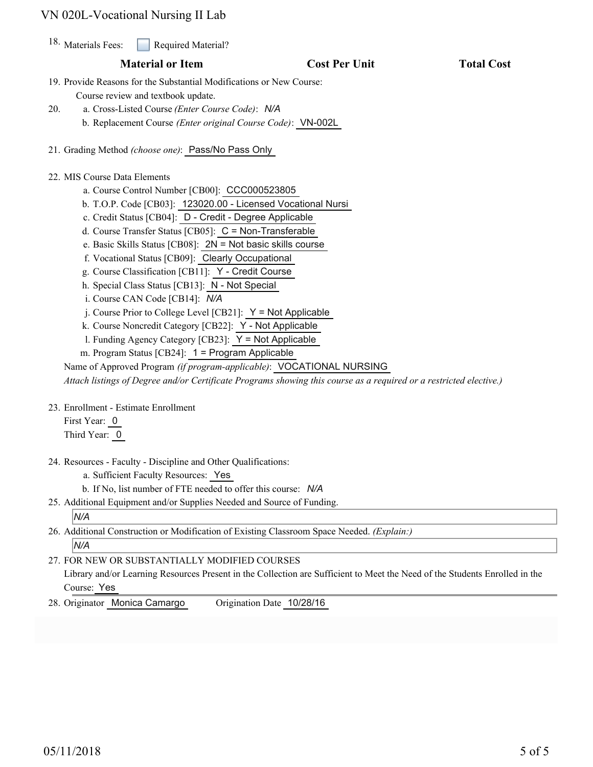18. Materials Fees: ☐ Required Material?

| Material or Item | Cost Per Unit | Total Cost |
| --- | --- | --- |

19. Provide Reasons for the Substantial Modifications or New Course:
    Course review and textbook update.
20. a. Cross-Listed Course *(Enter Course Code)*: *N/A*
    b. Replacement Course *(Enter original Course Code)*: VN-002L
21. Grading Method *(choose one)*: Pass/No Pass Only
22. MIS Course Data Elements
    a. Course Control Number [CB00]: CCC000523805
    b. T.O.P. Code [CB03]: 123020.00 - Licensed Vocational Nursi
    c. Credit Status [CB04]: D - Credit - Degree Applicable
    d. Course Transfer Status [CB05]: C = Non-Transferable
    e. Basic Skills Status [CB08]: 2N = Not basic skills course
    f. Vocational Status [CB09]: Clearly Occupational
    g. Course Classification [CB11]: Y - Credit Course
    h. Special Class Status [CB13]: N - Not Special
    i. Course CAN Code [CB14]: *N/A*
    j. Course Prior to College Level [CB21]: Y = Not Applicable
    k. Course Noncredit Category [CB22]: Y - Not Applicable
    l. Funding Agency Category [CB23]: Y = Not Applicable
    m. Program Status [CB24]: 1 = Program Applicable

    Name of Approved Program *(if program-applicable)*: VOCATIONAL NURSING
    *Attach listings of Degree and/or Certificate Programs showing this course as a required or a restricted elective.)*
23. Enrollment - Estimate Enrollment
    First Year: 0
    Third Year: 0
24. Resources - Faculty - Discipline and Other Qualifications:
    a. Sufficient Faculty Resources: Yes
    b. If No, list number of FTE needed to offer this course: *N/A*
25. Additional Equipment and/or Supplies Needed and Source of Funding.
    *N/A*
26. Additional Construction or Modification of Existing Classroom Space Needed. *(Explain:)*
    *N/A*
27. FOR NEW OR SUBSTANTIALLY MODIFIED COURSES
    Library and/or Learning Resources Present in the Collection are Sufficient to Meet the Need of the Students Enrolled in the Course: Yes
28. Originator Monica Camargo Origination Date 10/28/16